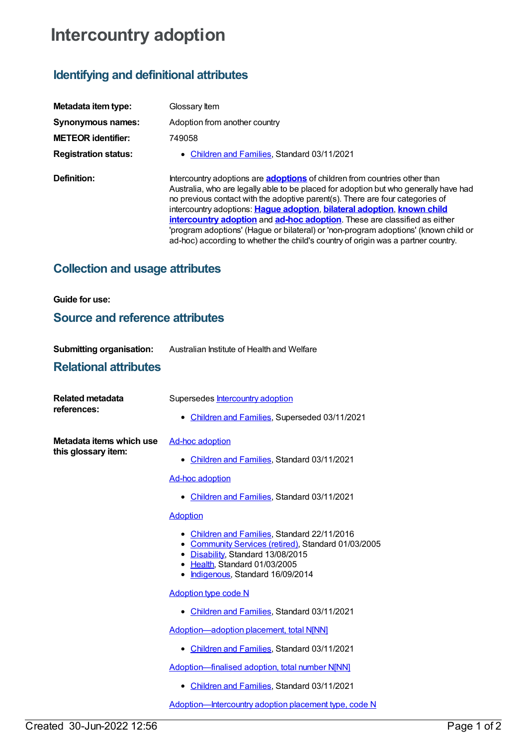# Intercountry adoption

## Identifying and definitional attributes

**Metadata item type:** Glossary Item

**Synonymous names:** Adoption from another country

**METEOR identifier:** 749058

**Registration status:**

- Children and Families, Standard 03/11/2021

**Definition:** Intercountry adoptions are **adoptions** of children from countries other than Australia, who are legally able to be placed for adoption but who generally have had no previous contact with the adoptive parent(s). There are four categories of intercountry adoptions: **Hague adoption**, **bilateral adoption**, **known child intercountry adoption** and **ad-hoc adoption**. These are classified as either 'program adoptions' (Hague or bilateral) or 'non-program adoptions' (known child or ad-hoc) according to whether the child's country of origin was a partner country.

## Collection and usage attributes

**Guide for use:**

## Source and reference attributes

**Submitting organisation:** Australian Institute of Health and Welfare

## Relational attributes

**Related metadata references:** Supersedes Intercountry adoption

- Children and Families, Superseded 03/11/2021

**Metadata items which use this glossary item:**

Ad-hoc adoption

- Children and Families, Standard 03/11/2021

Ad-hoc adoption

- Children and Families, Standard 03/11/2021

Adoption

- Children and Families, Standard 22/11/2016
- Community Services (retired), Standard 01/03/2005
- Disability, Standard 13/08/2015
- Health, Standard 01/03/2005
- Indigenous, Standard 16/09/2014

Adoption type code N

- Children and Families, Standard 03/11/2021

Adoption—adoption placement, total N[NN]

- Children and Families, Standard 03/11/2021

Adoption—finalised adoption, total number N[NN]

- Children and Families, Standard 03/11/2021

Adoption—Intercountry adoption placement type, code N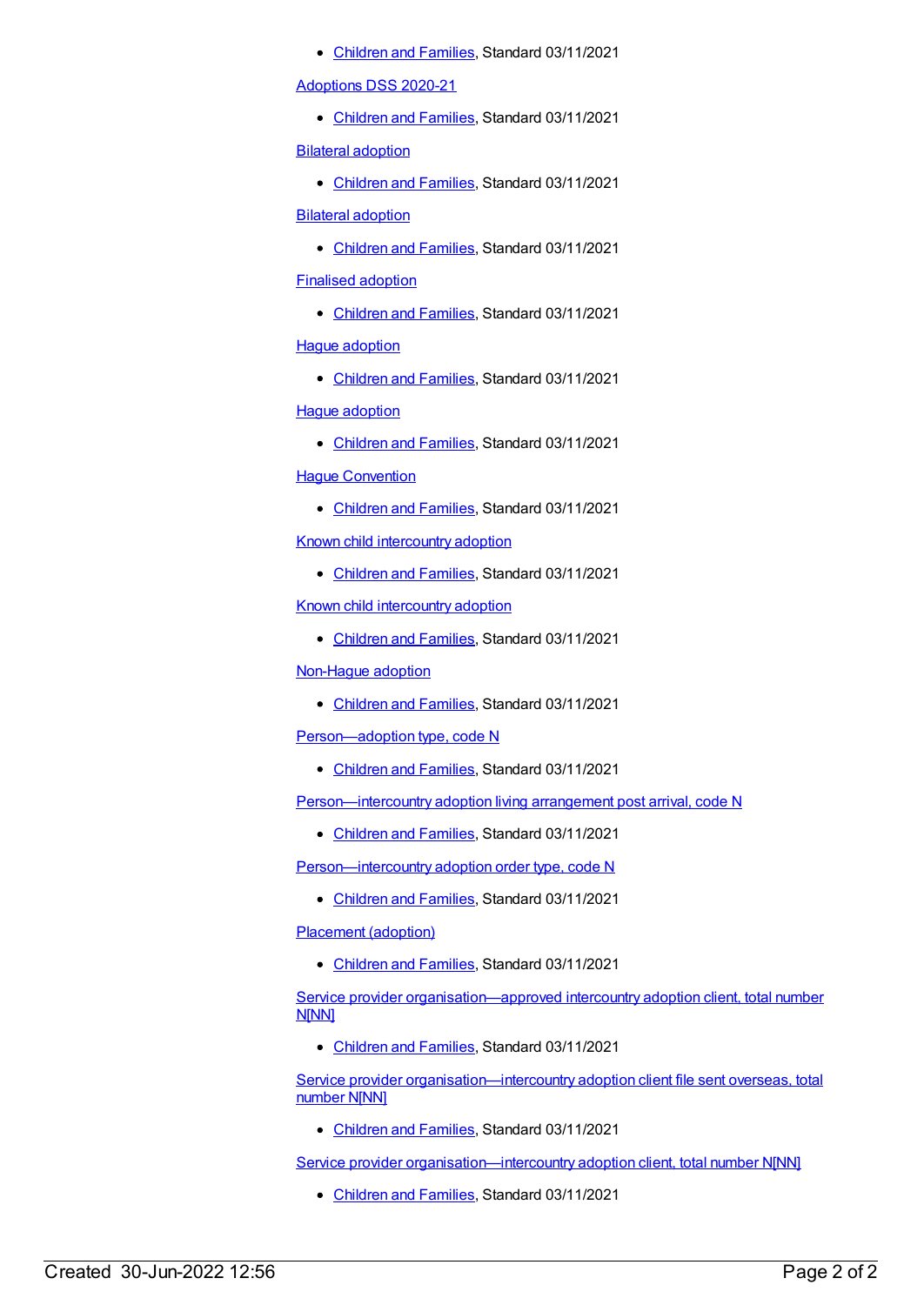- Children and Families, Standard 03/11/2021

Adoptions DSS 2020-21

- Children and Families, Standard 03/11/2021

Bilateral adoption

- Children and Families, Standard 03/11/2021

Bilateral adoption

- Children and Families, Standard 03/11/2021

Finalised adoption

- Children and Families, Standard 03/11/2021

Hague adoption

- Children and Families, Standard 03/11/2021

Hague adoption

- Children and Families, Standard 03/11/2021

Hague Convention

- Children and Families, Standard 03/11/2021

Known child intercountry adoption

- Children and Families, Standard 03/11/2021

Known child intercountry adoption

- Children and Families, Standard 03/11/2021

Non-Hague adoption

- Children and Families, Standard 03/11/2021

Person—adoption type, code N

- Children and Families, Standard 03/11/2021

Person—intercountry adoption living arrangement post arrival, code N

- Children and Families, Standard 03/11/2021

Person—intercountry adoption order type, code N

- Children and Families, Standard 03/11/2021

Placement (adoption)

- Children and Families, Standard 03/11/2021

Service provider organisation—approved intercountry adoption client, total number N[NN]

- Children and Families, Standard 03/11/2021

Service provider organisation—intercountry adoption client file sent overseas, total number N[NN]

- Children and Families, Standard 03/11/2021

Service provider organisation—intercountry adoption client, total number N[NN]

- Children and Families, Standard 03/11/2021

Created 30-Jun-2022 12:56